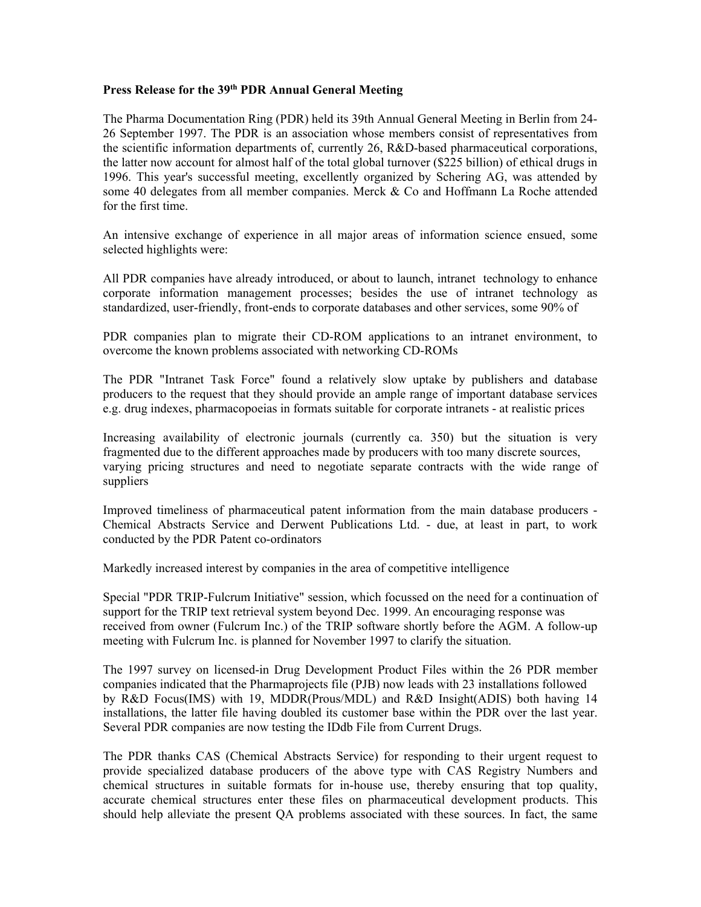**Press Release for the 39th PDR Annual General Meeting**

The Pharma Documentation Ring (PDR) held its 39th Annual General Meeting in Berlin from 24-26 September 1997. The PDR is an association whose members consist of representatives from the scientific information departments of, currently 26, R&D-based pharmaceutical corporations, the latter now account for almost half of the total global turnover ($225 billion) of ethical drugs in 1996. This year's successful meeting, excellently organized by Schering AG, was attended by some 40 delegates from all member companies. Merck & Co and Hoffmann La Roche attended for the first time.

An intensive exchange of experience in all major areas of information science ensued, some selected highlights were:

All PDR companies have already introduced, or about to launch, intranet technology to enhance corporate information management processes; besides the use of intranet technology as standardized, user-friendly, front-ends to corporate databases and other services, some 90% of

PDR companies plan to migrate their CD-ROM applications to an intranet environment, to overcome the known problems associated with networking CD-ROMs

The PDR "Intranet Task Force" found a relatively slow uptake by publishers and database producers to the request that they should provide an ample range of important database services e.g. drug indexes, pharmacopoeias in formats suitable for corporate intranets - at realistic prices

Increasing availability of electronic journals (currently ca. 350) but the situation is very fragmented due to the different approaches made by producers with too many discrete sources, varying pricing structures and need to negotiate separate contracts with the wide range of suppliers

Improved timeliness of pharmaceutical patent information from the main database producers - Chemical Abstracts Service and Derwent Publications Ltd. - due, at least in part, to work conducted by the PDR Patent co-ordinators

Markedly increased interest by companies in the area of competitive intelligence

Special "PDR TRIP-Fulcrum Initiative" session, which focussed on the need for a continuation of support for the TRIP text retrieval system beyond Dec. 1999. An encouraging response was received from owner (Fulcrum Inc.) of the TRIP software shortly before the AGM. A follow-up meeting with Fulcrum Inc. is planned for November 1997 to clarify the situation.

The 1997 survey on licensed-in Drug Development Product Files within the 26 PDR member companies indicated that the Pharmaprojects file (PJB) now leads with 23 installations followed by R&D Focus(IMS) with 19, MDDR(Prous/MDL) and R&D Insight(ADIS) both having 14 installations, the latter file having doubled its customer base within the PDR over the last year. Several PDR companies are now testing the IDdb File from Current Drugs.

The PDR thanks CAS (Chemical Abstracts Service) for responding to their urgent request to provide specialized database producers of the above type with CAS Registry Numbers and chemical structures in suitable formats for in-house use, thereby ensuring that top quality, accurate chemical structures enter these files on pharmaceutical development products. This should help alleviate the present QA problems associated with these sources. In fact, the same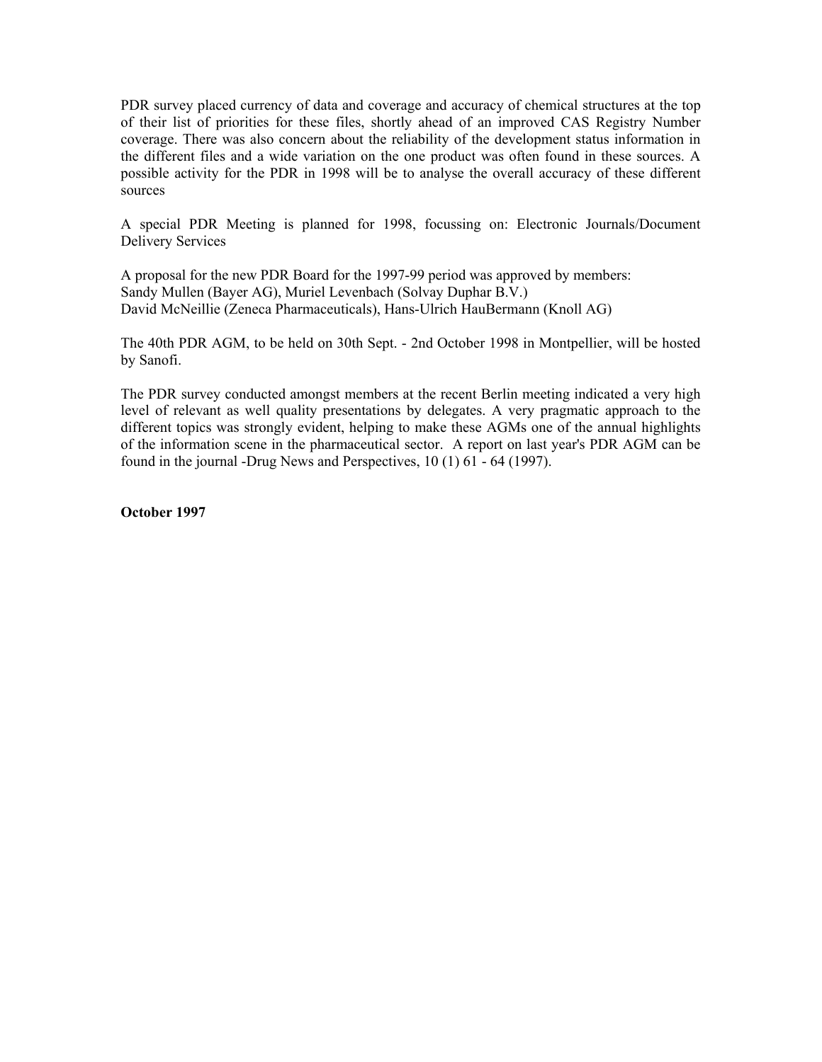PDR survey placed currency of data and coverage and accuracy of chemical structures at the top of their list of priorities for these files, shortly ahead of an improved CAS Registry Number coverage. There was also concern about the reliability of the development status information in the different files and a wide variation on the one product was often found in these sources. A possible activity for the PDR in 1998 will be to analyse the overall accuracy of these different sources

A special PDR Meeting is planned for 1998, focussing on: Electronic Journals/Document Delivery Services

A proposal for the new PDR Board for the 1997-99 period was approved by members:
Sandy Mullen (Bayer AG), Muriel Levenbach (Solvay Duphar B.V.)
David McNeillie (Zeneca Pharmaceuticals), Hans-Ulrich HauBermann (Knoll AG)

The 40th PDR AGM, to be held on 30th Sept. - 2nd October 1998 in Montpellier, will be hosted by Sanofi.

The PDR survey conducted amongst members at the recent Berlin meeting indicated a very high level of relevant as well quality presentations by delegates. A very pragmatic approach to the different topics was strongly evident, helping to make these AGMs one of the annual highlights of the information scene in the pharmaceutical sector. A report on last year's PDR AGM can be found in the journal -Drug News and Perspectives, 10 (1) 61 - 64 (1997).

**October 1997**